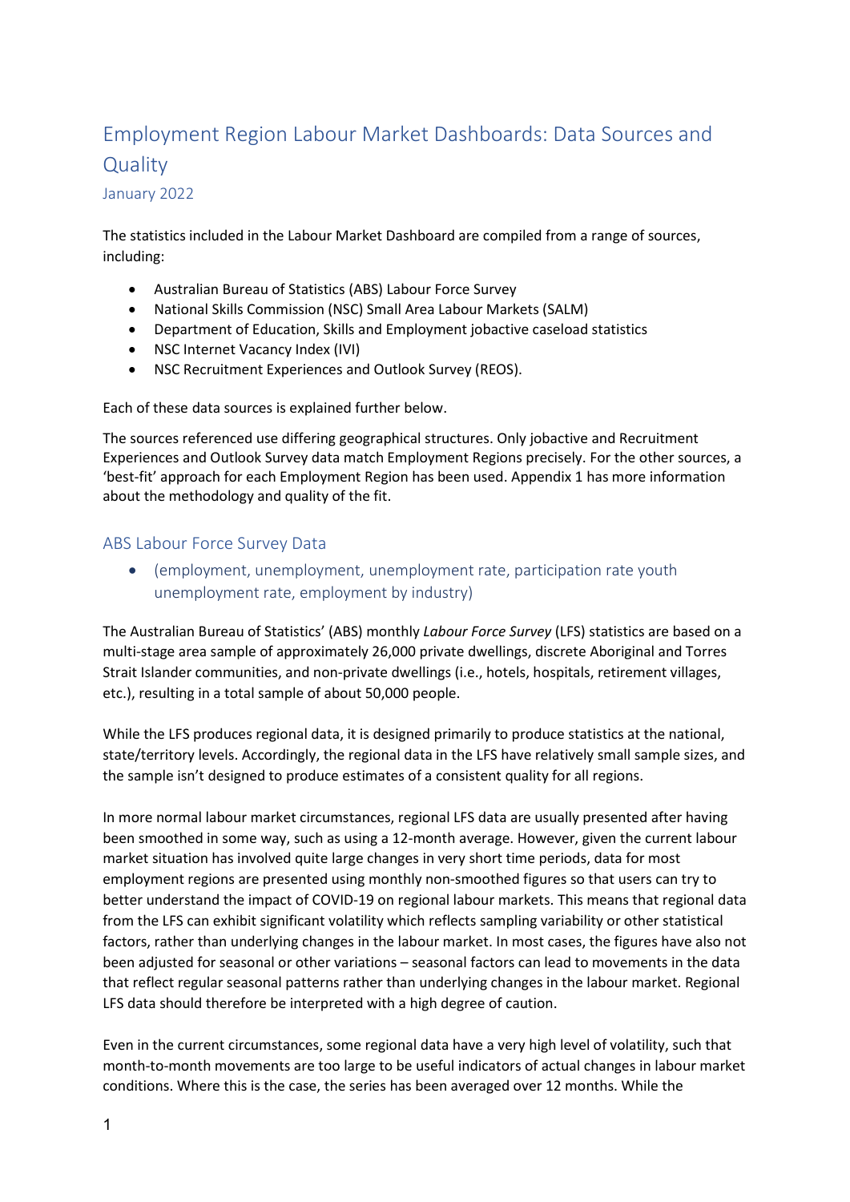# Employment Region Labour Market Dashboards: Data Sources and Quality

January 2022

The statistics included in the Labour Market Dashboard are compiled from a range of sources, including:

- Australian Bureau of Statistics (ABS) Labour Force Survey
- National Skills Commission (NSC) Small Area Labour Markets (SALM)
- Department of Education, Skills and Employment jobactive caseload statistics
- NSC Internet Vacancy Index (IVI)
- NSC Recruitment Experiences and Outlook Survey (REOS).

Each of these data sources is explained further below.

The sources referenced use differing geographical structures. Only jobactive and Recruitment Experiences and Outlook Survey data match Employment Regions precisely. For the other sources, a 'best-fit' approach for each Employment Region has been used. Appendix 1 has more information about the methodology and quality of the fit.

## ABS Labour Force Survey Data

- (employment, unemployment, unemployment rate, participation rate youth unemployment rate, employment by industry)

The Australian Bureau of Statistics' (ABS) monthly *Labour Force Survey* (LFS) statistics are based on a multi-stage area sample of approximately 26,000 private dwellings, discrete Aboriginal and Torres Strait Islander communities, and non-private dwellings (i.e., hotels, hospitals, retirement villages, etc.), resulting in a total sample of about 50,000 people.

While the LFS produces regional data, it is designed primarily to produce statistics at the national, state/territory levels. Accordingly, the regional data in the LFS have relatively small sample sizes, and the sample isn't designed to produce estimates of a consistent quality for all regions.

In more normal labour market circumstances, regional LFS data are usually presented after having been smoothed in some way, such as using a 12-month average. However, given the current labour market situation has involved quite large changes in very short time periods, data for most employment regions are presented using monthly non-smoothed figures so that users can try to better understand the impact of COVID-19 on regional labour markets. This means that regional data from the LFS can exhibit significant volatility which reflects sampling variability or other statistical factors, rather than underlying changes in the labour market. In most cases, the figures have also not been adjusted for seasonal or other variations – seasonal factors can lead to movements in the data that reflect regular seasonal patterns rather than underlying changes in the labour market. Regional LFS data should therefore be interpreted with a high degree of caution.

Even in the current circumstances, some regional data have a very high level of volatility, such that month-to-month movements are too large to be useful indicators of actual changes in labour market conditions. Where this is the case, the series has been averaged over 12 months. While the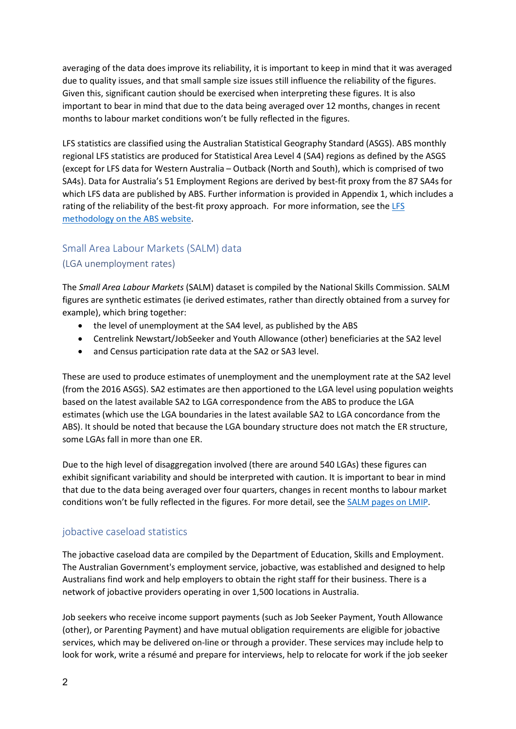averaging of the data does improve its reliability, it is important to keep in mind that it was averaged due to quality issues, and that small sample size issues still influence the reliability of the figures. Given this, significant caution should be exercised when interpreting these figures. It is also important to bear in mind that due to the data being averaged over 12 months, changes in recent months to labour market conditions won't be fully reflected in the figures.

LFS statistics are classified using the Australian Statistical Geography Standard (ASGS). ABS monthly regional LFS statistics are produced for Statistical Area Level 4 (SA4) regions as defined by the ASGS (except for LFS data for Western Australia – Outback (North and South), which is comprised of two SA4s). Data for Australia's 51 Employment Regions are derived by best-fit proxy from the 87 SA4s for which LFS data are published by ABS. Further information is provided in Appendix 1, which includes a rating of the reliability of the best-fit proxy approach. For more information, see the LFS methodology on the ABS website.

## Small Area Labour Markets (SALM) data

### (LGA unemployment rates)

The *Small Area Labour Markets* (SALM) dataset is compiled by the National Skills Commission. SALM figures are synthetic estimates (ie derived estimates, rather than directly obtained from a survey for example), which bring together:

- the level of unemployment at the SA4 level, as published by the ABS
- Centrelink Newstart/JobSeeker and Youth Allowance (other) beneficiaries at the SA2 level
- and Census participation rate data at the SA2 or SA3 level.

These are used to produce estimates of unemployment and the unemployment rate at the SA2 level (from the 2016 ASGS). SA2 estimates are then apportioned to the LGA level using population weights based on the latest available SA2 to LGA correspondence from the ABS to produce the LGA estimates (which use the LGA boundaries in the latest available SA2 to LGA concordance from the ABS). It should be noted that because the LGA boundary structure does not match the ER structure, some LGAs fall in more than one ER.

Due to the high level of disaggregation involved (there are around 540 LGAs) these figures can exhibit significant variability and should be interpreted with caution. It is important to bear in mind that due to the data being averaged over four quarters, changes in recent months to labour market conditions won't be fully reflected in the figures. For more detail, see the SALM pages on LMIP.

## jobactive caseload statistics

The jobactive caseload data are compiled by the Department of Education, Skills and Employment. The Australian Government's employment service, jobactive, was established and designed to help Australians find work and help employers to obtain the right staff for their business. There is a network of jobactive providers operating in over 1,500 locations in Australia.

Job seekers who receive income support payments (such as Job Seeker Payment, Youth Allowance (other), or Parenting Payment) and have mutual obligation requirements are eligible for jobactive services, which may be delivered on-line or through a provider. These services may include help to look for work, write a résumé and prepare for interviews, help to relocate for work if the job seeker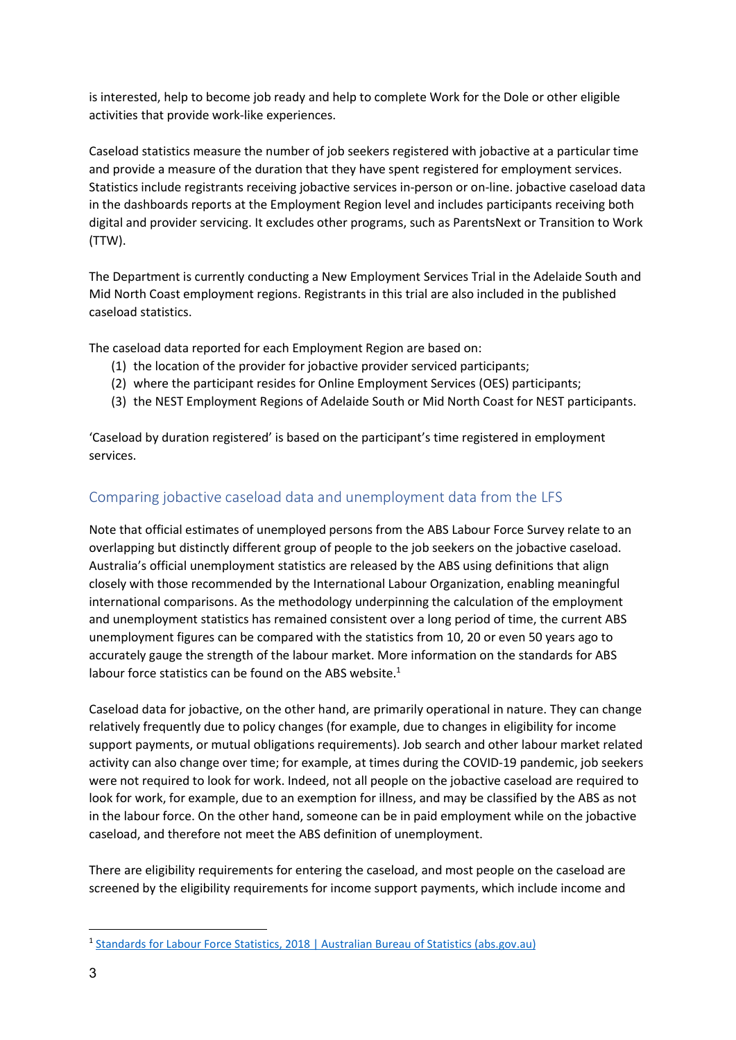is interested, help to become job ready and help to complete Work for the Dole or other eligible activities that provide work-like experiences.

Caseload statistics measure the number of job seekers registered with jobactive at a particular time and provide a measure of the duration that they have spent registered for employment services. Statistics include registrants receiving jobactive services in-person or on-line. jobactive caseload data in the dashboards reports at the Employment Region level and includes participants receiving both digital and provider servicing. It excludes other programs, such as ParentsNext or Transition to Work (TTW).

The Department is currently conducting a New Employment Services Trial in the Adelaide South and Mid North Coast employment regions. Registrants in this trial are also included in the published caseload statistics.

The caseload data reported for each Employment Region are based on:

(1) the location of the provider for jobactive provider serviced participants;
(2) where the participant resides for Online Employment Services (OES) participants;
(3) the NEST Employment Regions of Adelaide South or Mid North Coast for NEST participants.

'Caseload by duration registered' is based on the participant's time registered in employment services.

## Comparing jobactive caseload data and unemployment data from the LFS

Note that official estimates of unemployed persons from the ABS Labour Force Survey relate to an overlapping but distinctly different group of people to the job seekers on the jobactive caseload. Australia's official unemployment statistics are released by the ABS using definitions that align closely with those recommended by the International Labour Organization, enabling meaningful international comparisons. As the methodology underpinning the calculation of the employment and unemployment statistics has remained consistent over a long period of time, the current ABS unemployment figures can be compared with the statistics from 10, 20 or even 50 years ago to accurately gauge the strength of the labour market. More information on the standards for ABS labour force statistics can be found on the ABS website.[1]

Caseload data for jobactive, on the other hand, are primarily operational in nature. They can change relatively frequently due to policy changes (for example, due to changes in eligibility for income support payments, or mutual obligations requirements). Job search and other labour market related activity can also change over time; for example, at times during the COVID-19 pandemic, job seekers were not required to look for work. Indeed, not all people on the jobactive caseload are required to look for work, for example, due to an exemption for illness, and may be classified by the ABS as not in the labour force. On the other hand, someone can be in paid employment while on the jobactive caseload, and therefore not meet the ABS definition of unemployment.

There are eligibility requirements for entering the caseload, and most people on the caseload are screened by the eligibility requirements for income support payments, which include income and

[1] Standards for Labour Force Statistics, 2018 | Australian Bureau of Statistics (abs.gov.au)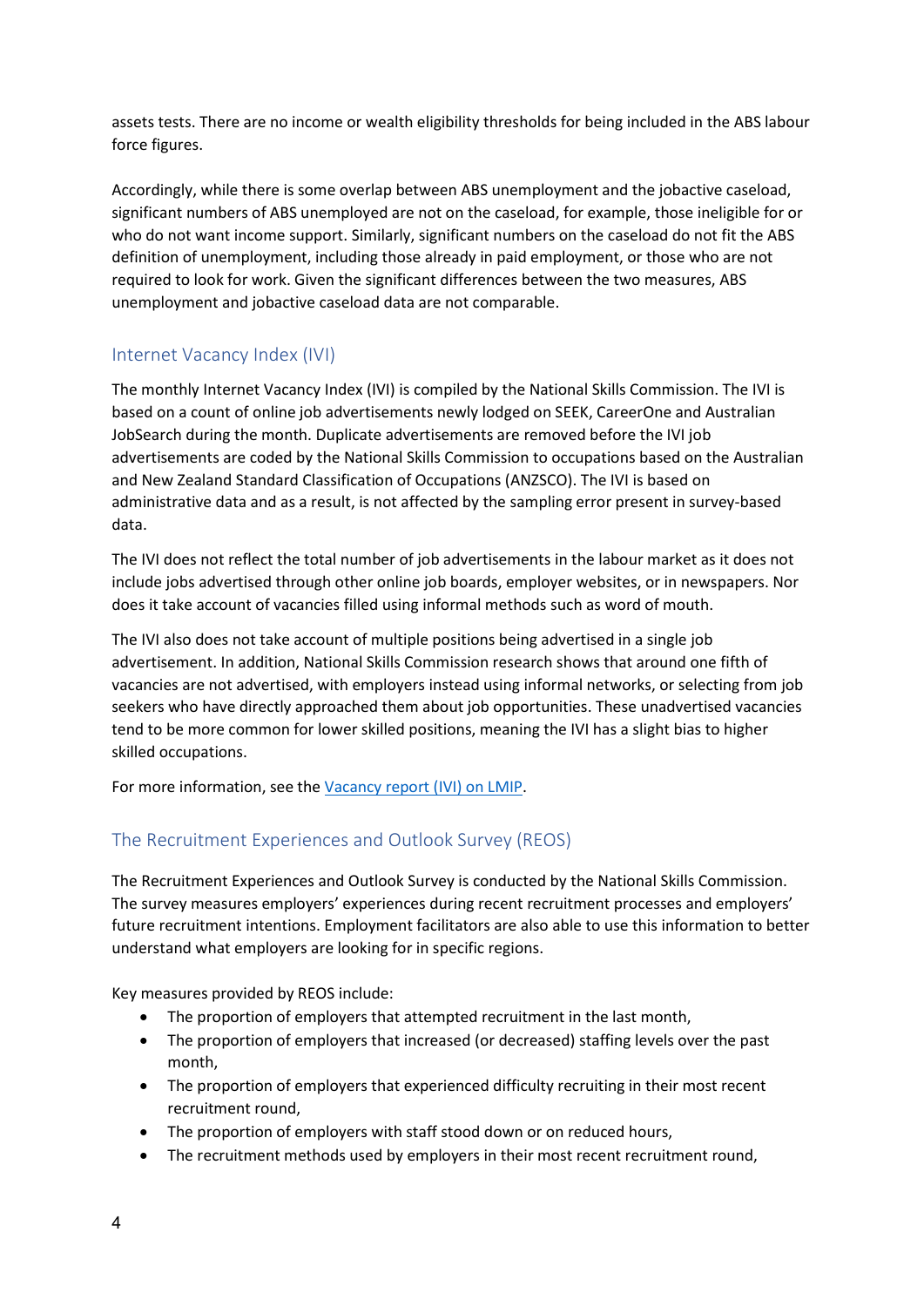assets tests. There are no income or wealth eligibility thresholds for being included in the ABS labour force figures.

Accordingly, while there is some overlap between ABS unemployment and the jobactive caseload, significant numbers of ABS unemployed are not on the caseload, for example, those ineligible for or who do not want income support. Similarly, significant numbers on the caseload do not fit the ABS definition of unemployment, including those already in paid employment, or those who are not required to look for work. Given the significant differences between the two measures, ABS unemployment and jobactive caseload data are not comparable.

## Internet Vacancy Index (IVI)

The monthly Internet Vacancy Index (IVI) is compiled by the National Skills Commission. The IVI is based on a count of online job advertisements newly lodged on SEEK, CareerOne and Australian JobSearch during the month. Duplicate advertisements are removed before the IVI job advertisements are coded by the National Skills Commission to occupations based on the Australian and New Zealand Standard Classification of Occupations (ANZSCO). The IVI is based on administrative data and as a result, is not affected by the sampling error present in survey-based data.

The IVI does not reflect the total number of job advertisements in the labour market as it does not include jobs advertised through other online job boards, employer websites, or in newspapers. Nor does it take account of vacancies filled using informal methods such as word of mouth.

The IVI also does not take account of multiple positions being advertised in a single job advertisement. In addition, National Skills Commission research shows that around one fifth of vacancies are not advertised, with employers instead using informal networks, or selecting from job seekers who have directly approached them about job opportunities. These unadvertised vacancies tend to be more common for lower skilled positions, meaning the IVI has a slight bias to higher skilled occupations.

For more information, see the Vacancy report (IVI) on LMIP.

## The Recruitment Experiences and Outlook Survey (REOS)

The Recruitment Experiences and Outlook Survey is conducted by the National Skills Commission. The survey measures employers' experiences during recent recruitment processes and employers' future recruitment intentions. Employment facilitators are also able to use this information to better understand what employers are looking for in specific regions.

Key measures provided by REOS include:

- The proportion of employers that attempted recruitment in the last month,
- The proportion of employers that increased (or decreased) staffing levels over the past month,
- The proportion of employers that experienced difficulty recruiting in their most recent recruitment round,
- The proportion of employers with staff stood down or on reduced hours,
- The recruitment methods used by employers in their most recent recruitment round,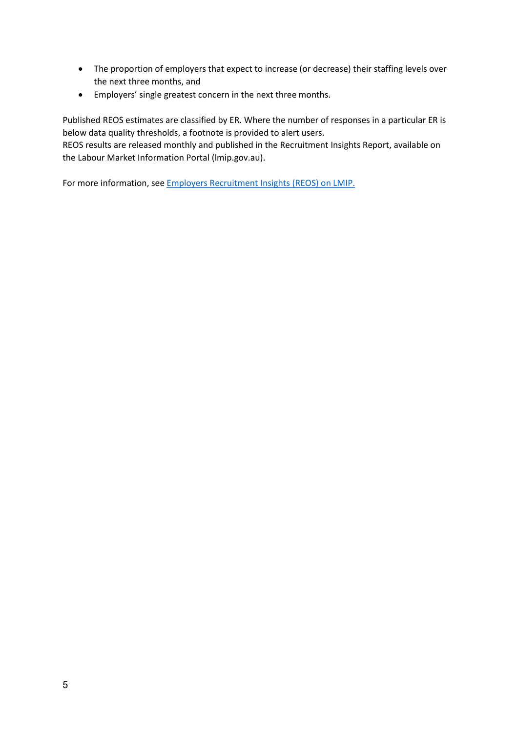- The proportion of employers that expect to increase (or decrease) their staffing levels over the next three months, and
- Employers' single greatest concern in the next three months.

Published REOS estimates are classified by ER. Where the number of responses in a particular ER is below data quality thresholds, a footnote is provided to alert users.
REOS results are released monthly and published in the Recruitment Insights Report, available on the Labour Market Information Portal (lmip.gov.au).

For more information, see [Employers Recruitment Insights (REOS) on LMIP.]()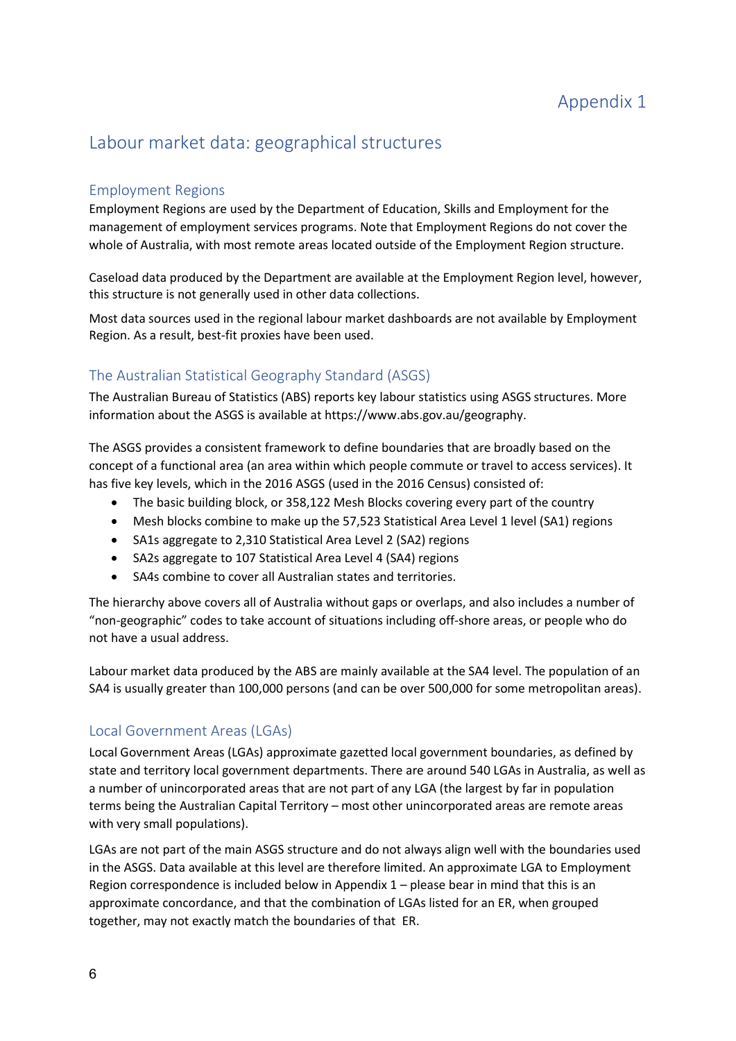# Appendix 1

## Labour market data: geographical structures

### Employment Regions

Employment Regions are used by the Department of Education, Skills and Employment for the management of employment services programs. Note that Employment Regions do not cover the whole of Australia, with most remote areas located outside of the Employment Region structure.

Caseload data produced by the Department are available at the Employment Region level, however, this structure is not generally used in other data collections.

Most data sources used in the regional labour market dashboards are not available by Employment Region. As a result, best-fit proxies have been used.

### The Australian Statistical Geography Standard (ASGS)

The Australian Bureau of Statistics (ABS) reports key labour statistics using ASGS structures. More information about the ASGS is available at https://www.abs.gov.au/geography.

The ASGS provides a consistent framework to define boundaries that are broadly based on the concept of a functional area (an area within which people commute or travel to access services). It has five key levels, which in the 2016 ASGS (used in the 2016 Census) consisted of:

- The basic building block, or 358,122 Mesh Blocks covering every part of the country
- Mesh blocks combine to make up the 57,523 Statistical Area Level 1 level (SA1) regions
- SA1s aggregate to 2,310 Statistical Area Level 2 (SA2) regions
- SA2s aggregate to 107 Statistical Area Level 4 (SA4) regions
- SA4s combine to cover all Australian states and territories.

The hierarchy above covers all of Australia without gaps or overlaps, and also includes a number of "non-geographic" codes to take account of situations including off-shore areas, or people who do not have a usual address.

Labour market data produced by the ABS are mainly available at the SA4 level. The population of an SA4 is usually greater than 100,000 persons (and can be over 500,000 for some metropolitan areas).

### Local Government Areas (LGAs)

Local Government Areas (LGAs) approximate gazetted local government boundaries, as defined by state and territory local government departments. There are around 540 LGAs in Australia, as well as a number of unincorporated areas that are not part of any LGA (the largest by far in population terms being the Australian Capital Territory – most other unincorporated areas are remote areas with very small populations).

LGAs are not part of the main ASGS structure and do not always align well with the boundaries used in the ASGS. Data available at this level are therefore limited. An approximate LGA to Employment Region correspondence is included below in Appendix 1 – please bear in mind that this is an approximate concordance, and that the combination of LGAs listed for an ER, when grouped together, may not exactly match the boundaries of that ER.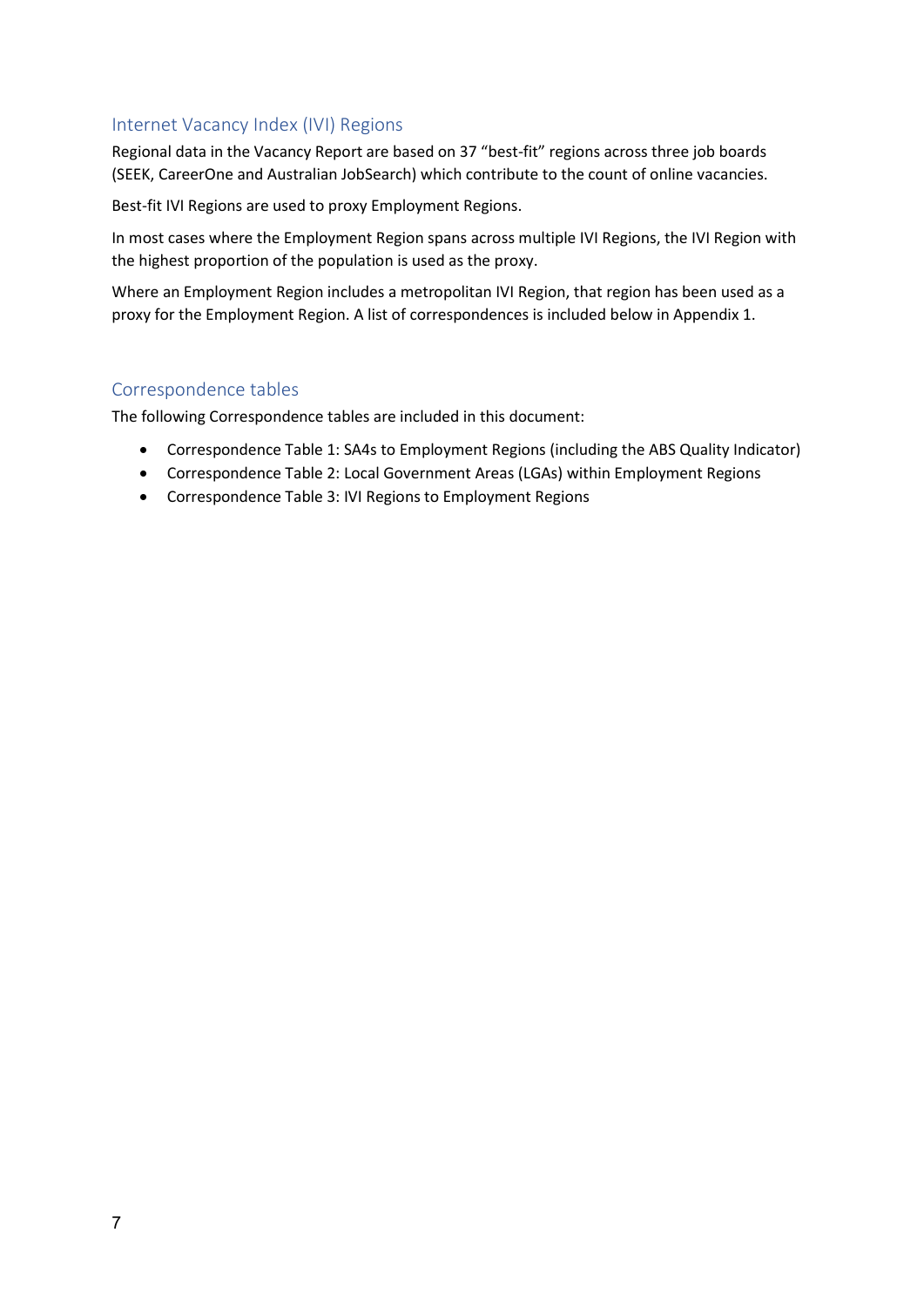## Internet Vacancy Index (IVI) Regions

Regional data in the Vacancy Report are based on 37 "best-fit" regions across three job boards (SEEK, CareerOne and Australian JobSearch) which contribute to the count of online vacancies.

Best-fit IVI Regions are used to proxy Employment Regions.

In most cases where the Employment Region spans across multiple IVI Regions, the IVI Region with the highest proportion of the population is used as the proxy.

Where an Employment Region includes a metropolitan IVI Region, that region has been used as a proxy for the Employment Region. A list of correspondences is included below in Appendix 1.

## Correspondence tables

The following Correspondence tables are included in this document:

- Correspondence Table 1: SA4s to Employment Regions (including the ABS Quality Indicator)
- Correspondence Table 2: Local Government Areas (LGAs) within Employment Regions
- Correspondence Table 3: IVI Regions to Employment Regions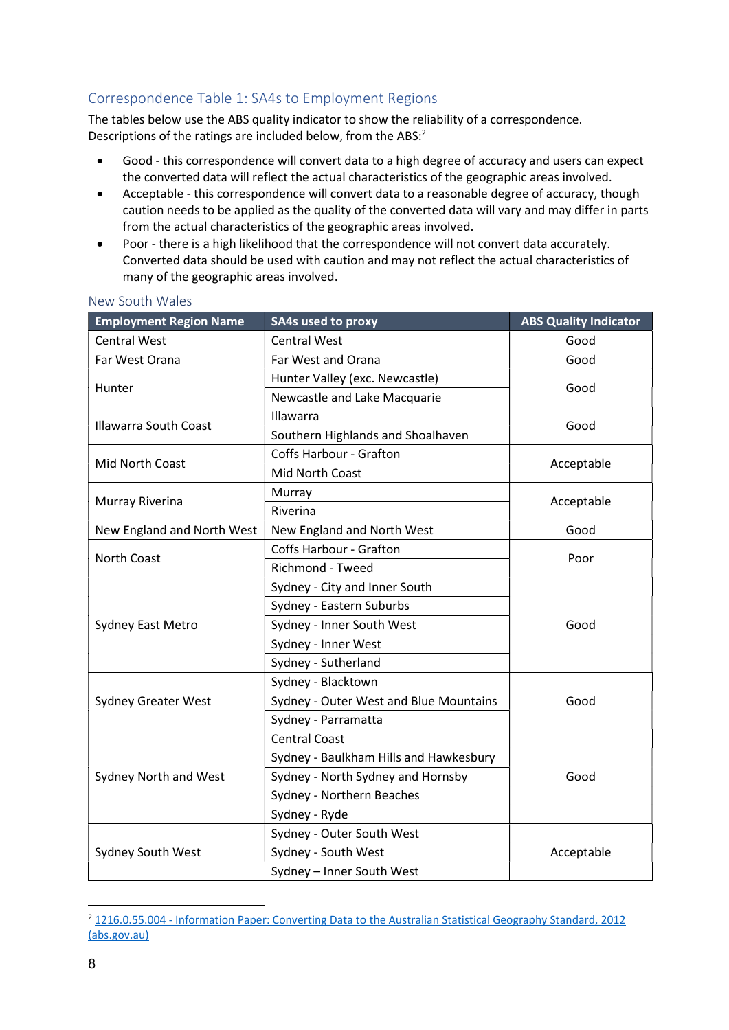## Correspondence Table 1: SA4s to Employment Regions

The tables below use the ABS quality indicator to show the reliability of a correspondence. Descriptions of the ratings are included below, from the ABS:[2]

- Good - this correspondence will convert data to a high degree of accuracy and users can expect the converted data will reflect the actual characteristics of the geographic areas involved.
- Acceptable - this correspondence will convert data to a reasonable degree of accuracy, though caution needs to be applied as the quality of the converted data will vary and may differ in parts from the actual characteristics of the geographic areas involved.
- Poor - there is a high likelihood that the correspondence will not convert data accurately. Converted data should be used with caution and may not reflect the actual characteristics of many of the geographic areas involved.

### New South Wales

| Employment Region Name | SA4s used to proxy | ABS Quality Indicator |
|---|---|---|
| Central West | Central West | Good |
| Far West Orana | Far West and Orana | Good |
| Hunter | Hunter Valley (exc. Newcastle) | Good |
| | Newcastle and Lake Macquarie | |
| Illawarra South Coast | Illawarra | Good |
| | Southern Highlands and Shoalhaven | |
| Mid North Coast | Coffs Harbour - Grafton | Acceptable |
| | Mid North Coast | |
| Murray Riverina | Murray | Acceptable |
| | Riverina | |
| New England and North West | New England and North West | Good |
| North Coast | Coffs Harbour - Grafton | Poor |
| | Richmond - Tweed | |
| Sydney East Metro | Sydney - City and Inner South | Good |
| | Sydney - Eastern Suburbs | |
| | Sydney - Inner South West | |
| | Sydney - Inner West | |
| | Sydney - Sutherland | |
| Sydney Greater West | Sydney - Blacktown | Good |
| | Sydney - Outer West and Blue Mountains | |
| | Sydney - Parramatta | |
| Sydney North and West | Central Coast | Good |
| | Sydney - Baulkham Hills and Hawkesbury | |
| | Sydney - North Sydney and Hornsby | |
| | Sydney - Northern Beaches | |
| | Sydney - Ryde | |
| Sydney South West | Sydney - Outer South West | Acceptable |
| | Sydney - South West | |
| | Sydney – Inner South West | |

[2] 1216.0.55.004 - Information Paper: Converting Data to the Australian Statistical Geography Standard, 2012 (abs.gov.au)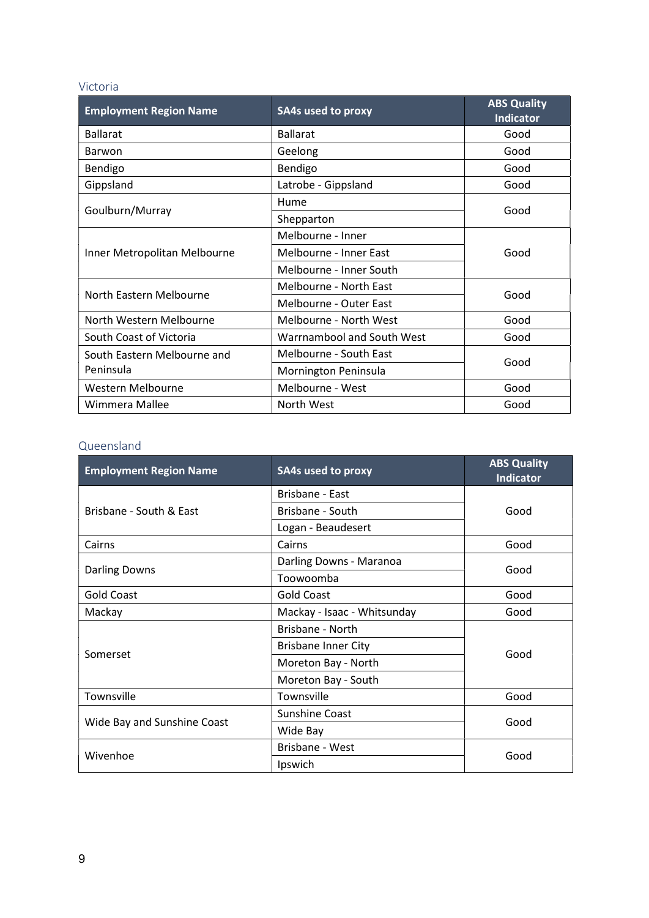### Victoria

| Employment Region Name | SA4s used to proxy | ABS Quality Indicator |
|---|---|---|
| Ballarat | Ballarat | Good |
| Barwon | Geelong | Good |
| Bendigo | Bendigo | Good |
| Gippsland | Latrobe - Gippsland | Good |
| Goulburn/Murray | Hume | Good |
| | Shepparton | |
| Inner Metropolitan Melbourne | Melbourne - Inner | Good |
| | Melbourne - Inner East | |
| | Melbourne - Inner South | |
| North Eastern Melbourne | Melbourne - North East | Good |
| | Melbourne - Outer East | |
| North Western Melbourne | Melbourne - North West | Good |
| South Coast of Victoria | Warrnambool and South West | Good |
| South Eastern Melbourne and Peninsula | Melbourne - South East | Good |
| | Mornington Peninsula | |
| Western Melbourne | Melbourne - West | Good |
| Wimmera Mallee | North West | Good |

### Queensland

| Employment Region Name | SA4s used to proxy | ABS Quality Indicator |
|---|---|---|
| Brisbane - South & East | Brisbane - East | Good |
| | Brisbane - South | |
| | Logan - Beaudesert | |
| Cairns | Cairns | Good |
| Darling Downs | Darling Downs - Maranoa | Good |
| | Toowoomba | |
| Gold Coast | Gold Coast | Good |
| Mackay | Mackay - Isaac - Whitsunday | Good |
| Somerset | Brisbane - North | Good |
| | Brisbane Inner City | |
| | Moreton Bay - North | |
| | Moreton Bay - South | |
| Townsville | Townsville | Good |
| Wide Bay and Sunshine Coast | Sunshine Coast | Good |
| | Wide Bay | |
| Wivenhoe | Brisbane - West | Good |
| | Ipswich | |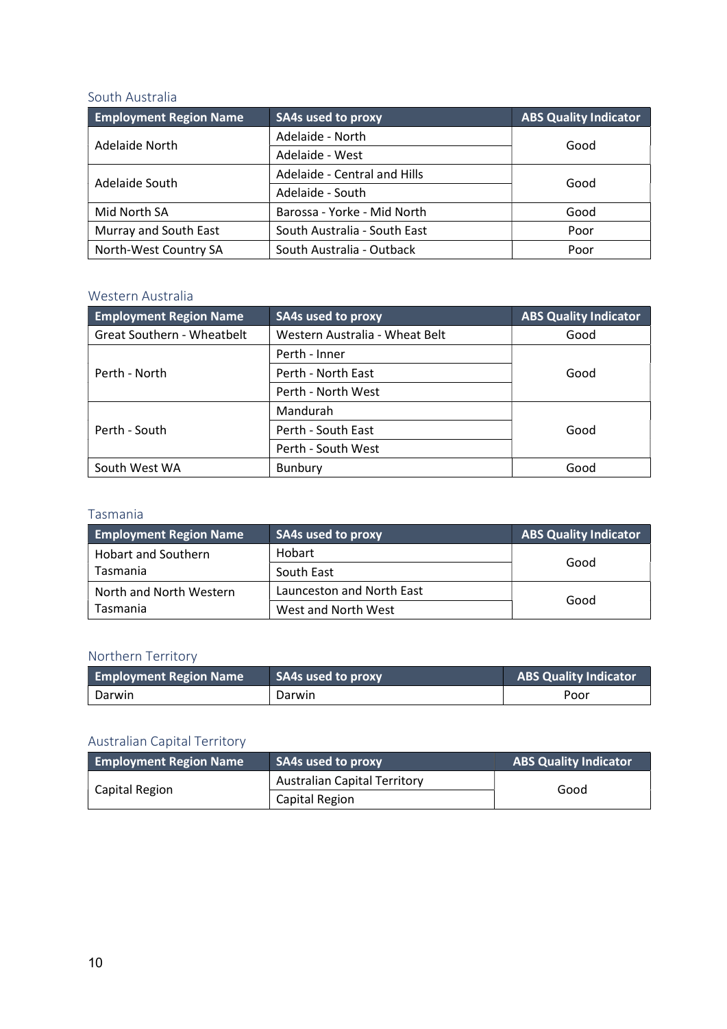### South Australia

| Employment Region Name | SA4s used to proxy | ABS Quality Indicator |
|---|---|---|
| Adelaide North | Adelaide - North | Good |
| | Adelaide - West | |
| Adelaide South | Adelaide - Central and Hills | Good |
| | Adelaide - South | |
| Mid North SA | Barossa - Yorke - Mid North | Good |
| Murray and South East | South Australia - South East | Poor |
| North-West Country SA | South Australia - Outback | Poor |

### Western Australia

| Employment Region Name | SA4s used to proxy | ABS Quality Indicator |
|---|---|---|
| Great Southern - Wheatbelt | Western Australia - Wheat Belt | Good |
| Perth - North | Perth - Inner | Good |
| | Perth - North East | |
| | Perth - North West | |
| Perth - South | Mandurah | Good |
| | Perth - South East | |
| | Perth - South West | |
| South West WA | Bunbury | Good |

### Tasmania

| Employment Region Name | SA4s used to proxy | ABS Quality Indicator |
|---|---|---|
| Hobart and Southern Tasmania | Hobart | Good |
| | South East | |
| North and North Western Tasmania | Launceston and North East | Good |
| | West and North West | |

### Northern Territory

| Employment Region Name | SA4s used to proxy | ABS Quality Indicator |
|---|---|---|
| Darwin | Darwin | Poor |

### Australian Capital Territory

| Employment Region Name | SA4s used to proxy | ABS Quality Indicator |
|---|---|---|
| Capital Region | Australian Capital Territory | Good |
| | Capital Region | |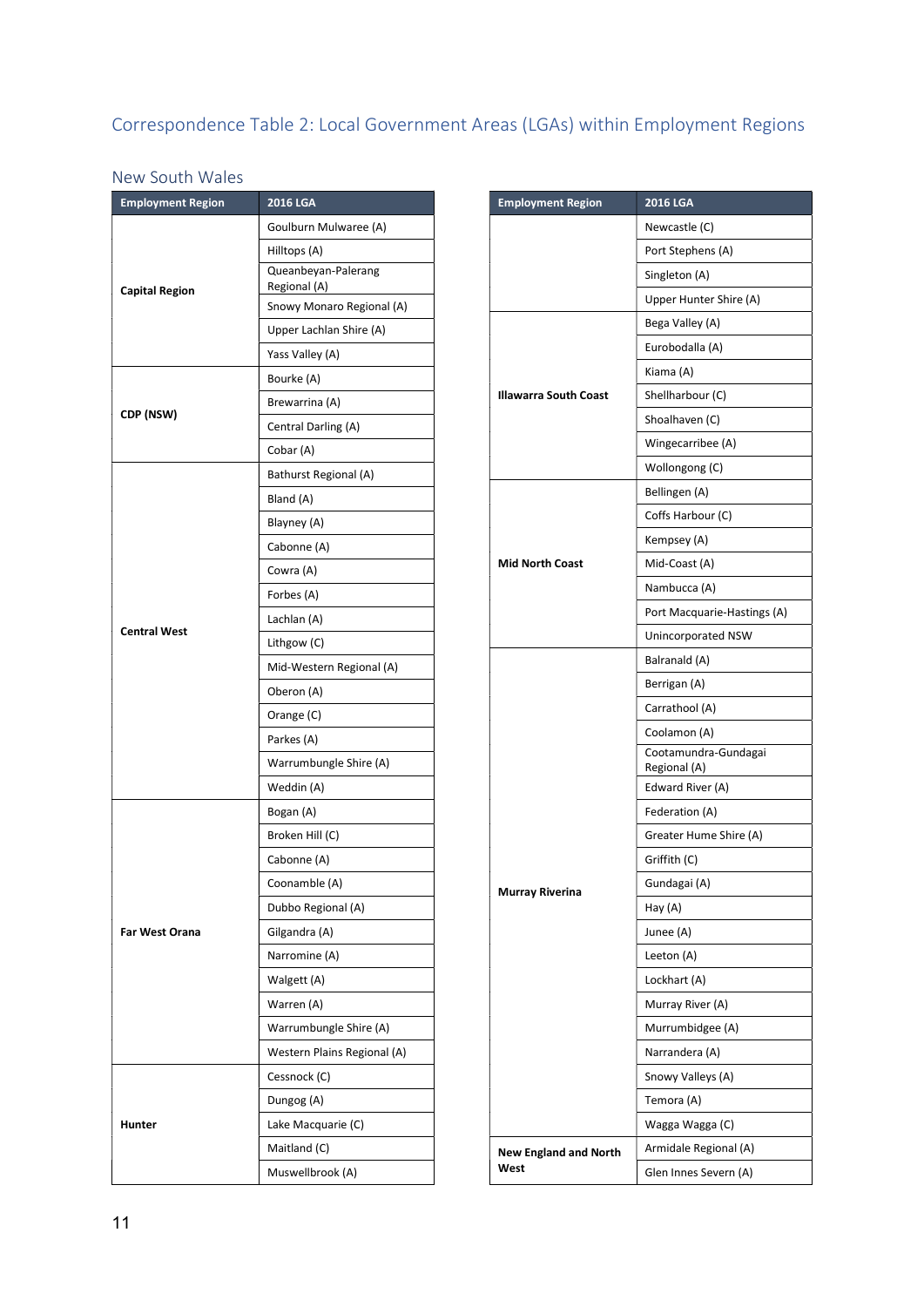## Correspondence Table 2: Local Government Areas (LGAs) within Employment Regions

### New South Wales

| Employment Region | 2016 LGA |
|---|---|
| Capital Region | Goulburn Mulwaree (A) |
| | Hilltops (A) |
| | Queanbeyan-Palerang Regional (A) |
| | Snowy Monaro Regional (A) |
| | Upper Lachlan Shire (A) |
| | Yass Valley (A) |
| CDP (NSW) | Bourke (A) |
| | Brewarrina (A) |
| | Central Darling (A) |
| | Cobar (A) |
| Central West | Bathurst Regional (A) |
| | Bland (A) |
| | Blayney (A) |
| | Cabonne (A) |
| | Cowra (A) |
| | Forbes (A) |
| | Lachlan (A) |
| | Lithgow (C) |
| | Mid-Western Regional (A) |
| | Oberon (A) |
| | Orange (C) |
| | Parkes (A) |
| | Warrumbungle Shire (A) |
| | Weddin (A) |
| Far West Orana | Bogan (A) |
| | Broken Hill (C) |
| | Cabonne (A) |
| | Coonamble (A) |
| | Dubbo Regional (A) |
| | Gilgandra (A) |
| | Narromine (A) |
| | Walgett (A) |
| | Warren (A) |
| | Warrumbungle Shire (A) |
| | Western Plains Regional (A) |
| Hunter | Cessnock (C) |
| | Dungog (A) |
| | Lake Macquarie (C) |
| | Maitland (C) |
| | Muswellbrook (A) |
| | Newcastle (C) |
| | Port Stephens (A) |
| | Singleton (A) |
| | Upper Hunter Shire (A) |
| Illawarra South Coast | Bega Valley (A) |
| | Eurobodalla (A) |
| | Kiama (A) |
| | Shellharbour (C) |
| | Shoalhaven (C) |
| | Wingecarribee (A) |
| | Wollongong (C) |
| Mid North Coast | Bellingen (A) |
| | Coffs Harbour (C) |
| | Kempsey (A) |
| | Mid-Coast (A) |
| | Nambucca (A) |
| | Port Macquarie-Hastings (A) |
| | Unincorporated NSW |
| Murray Riverina | Balranald (A) |
| | Berrigan (A) |
| | Carrathool (A) |
| | Coolamon (A) |
| | Cootamundra-Gundagai Regional (A) |
| | Edward River (A) |
| | Federation (A) |
| | Greater Hume Shire (A) |
| | Griffith (C) |
| | Gundagai (A) |
| | Hay (A) |
| | Junee (A) |
| | Leeton (A) |
| | Lockhart (A) |
| | Murray River (A) |
| | Murrumbidgee (A) |
| | Narrandera (A) |
| | Snowy Valleys (A) |
| | Temora (A) |
| | Wagga Wagga (C) |
| New England and North West | Armidale Regional (A) |
| | Glen Innes Severn (A) |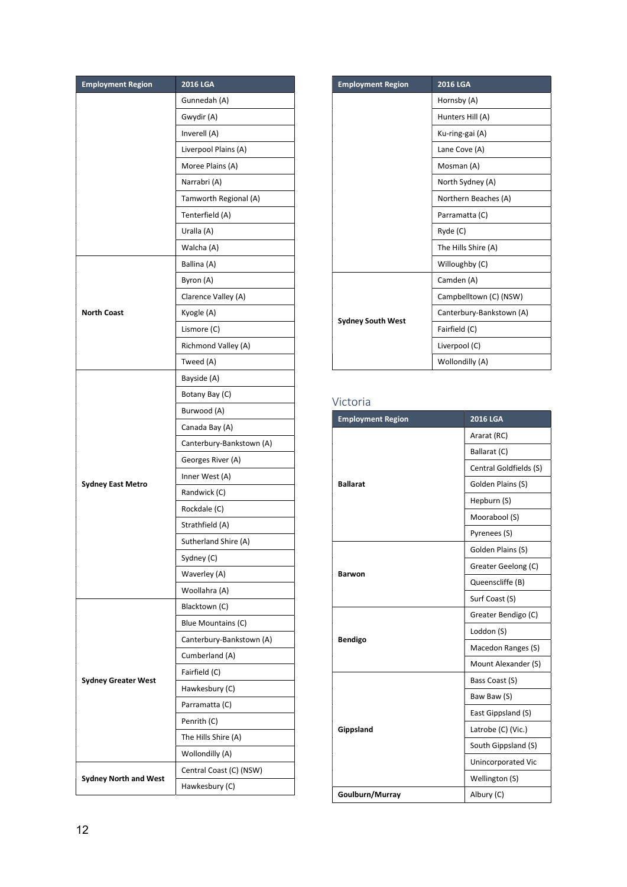| Employment Region | 2016 LGA |
|---|---|
| | Gunnedah (A) |
| | Gwydir (A) |
| | Inverell (A) |
| | Liverpool Plains (A) |
| | Moree Plains (A) |
| | Narrabri (A) |
| | Tamworth Regional (A) |
| | Tenterfield (A) |
| | Uralla (A) |
| | Walcha (A) |
| **North Coast** | Ballina (A) |
| | Byron (A) |
| | Clarence Valley (A) |
| | Kyogle (A) |
| | Lismore (C) |
| | Richmond Valley (A) |
| | Tweed (A) |
| **Sydney East Metro** | Bayside (A) |
| | Botany Bay (C) |
| | Burwood (A) |
| | Canada Bay (A) |
| | Canterbury-Bankstown (A) |
| | Georges River (A) |
| | Inner West (A) |
| | Randwick (C) |
| | Rockdale (C) |
| | Strathfield (A) |
| | Sutherland Shire (A) |
| | Sydney (C) |
| | Waverley (A) |
| | Woollahra (A) |
| **Sydney Greater West** | Blacktown (C) |
| | Blue Mountains (C) |
| | Canterbury-Bankstown (A) |
| | Cumberland (A) |
| | Fairfield (C) |
| | Hawkesbury (C) |
| | Parramatta (C) |
| | Penrith (C) |
| | The Hills Shire (A) |
| | Wollondilly (A) |
| **Sydney North and West** | Central Coast (C) (NSW) |
| | Hawkesbury (C) |

| Employment Region | 2016 LGA |
|---|---|
| | Hornsby (A) |
| | Hunters Hill (A) |
| | Ku-ring-gai (A) |
| | Lane Cove (A) |
| | Mosman (A) |
| | North Sydney (A) |
| | Northern Beaches (A) |
| | Parramatta (C) |
| | Ryde (C) |
| | The Hills Shire (A) |
| | Willoughby (C) |
| **Sydney South West** | Camden (A) |
| | Campbelltown (C) (NSW) |
| | Canterbury-Bankstown (A) |
| | Fairfield (C) |
| | Liverpool (C) |
| | Wollondilly (A) |

## Victoria

| Employment Region | 2016 LGA |
|---|---|
| **Ballarat** | Ararat (RC) |
| | Ballarat (C) |
| | Central Goldfields (S) |
| | Golden Plains (S) |
| | Hepburn (S) |
| | Moorabool (S) |
| | Pyrenees (S) |
| **Barwon** | Golden Plains (S) |
| | Greater Geelong (C) |
| | Queenscliffe (B) |
| | Surf Coast (S) |
| **Bendigo** | Greater Bendigo (C) |
| | Loddon (S) |
| | Macedon Ranges (S) |
| | Mount Alexander (S) |
| **Gippsland** | Bass Coast (S) |
| | Baw Baw (S) |
| | East Gippsland (S) |
| | Latrobe (C) (Vic.) |
| | South Gippsland (S) |
| | Unincorporated Vic |
| | Wellington (S) |
| **Goulburn/Murray** | Albury (C) |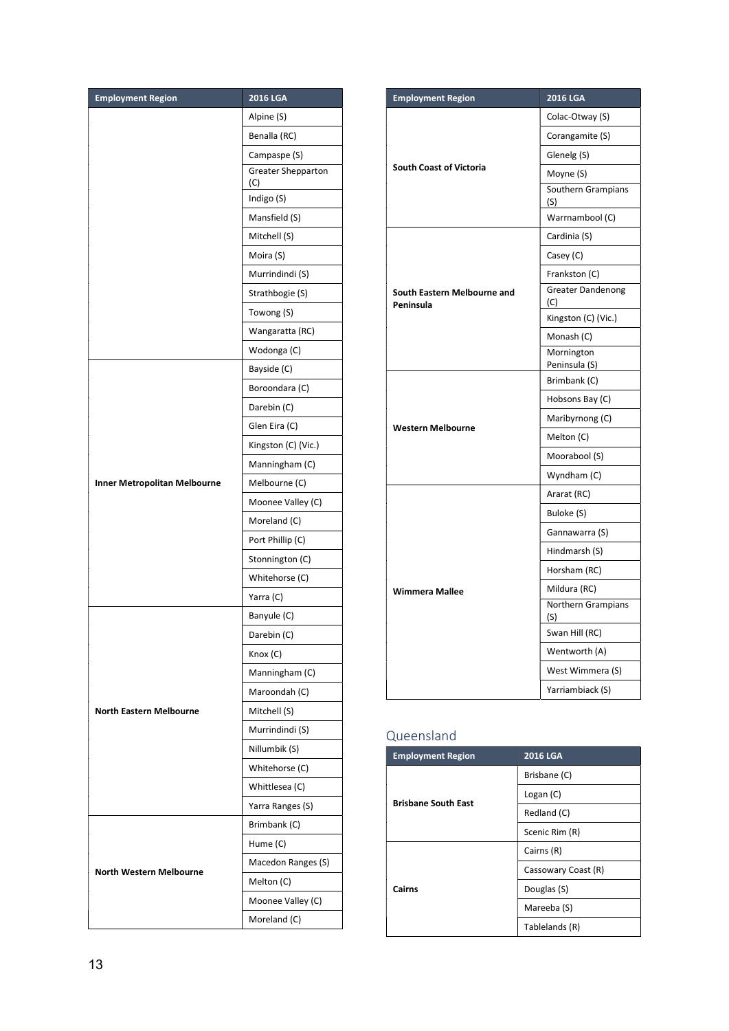| Employment Region | 2016 LGA |
| --- | --- |
| | Alpine (S) |
| | Benalla (RC) |
| | Campaspe (S) |
| | Greater Shepparton (C) |
| | Indigo (S) |
| | Mansfield (S) |
| | Mitchell (S) |
| | Moira (S) |
| | Murrindindi (S) |
| | Strathbogie (S) |
| | Towong (S) |
| | Wangaratta (RC) |
| | Wodonga (C) |
| **Inner Metropolitan Melbourne** | Bayside (C) |
| | Boroondara (C) |
| | Darebin (C) |
| | Glen Eira (C) |
| | Kingston (C) (Vic.) |
| | Manningham (C) |
| | Melbourne (C) |
| | Moonee Valley (C) |
| | Moreland (C) |
| | Port Phillip (C) |
| | Stonnington (C) |
| | Whitehorse (C) |
| | Yarra (C) |
| **North Eastern Melbourne** | Banyule (C) |
| | Darebin (C) |
| | Knox (C) |
| | Manningham (C) |
| | Maroondah (C) |
| | Mitchell (S) |
| | Murrindindi (S) |
| | Nillumbik (S) |
| | Whitehorse (C) |
| | Whittlesea (C) |
| | Yarra Ranges (S) |
| **North Western Melbourne** | Brimbank (C) |
| | Hume (C) |
| | Macedon Ranges (S) |
| | Melton (C) |
| | Moonee Valley (C) |
| | Moreland (C) |

| Employment Region | 2016 LGA |
| --- | --- |
| **South Coast of Victoria** | Colac-Otway (S) |
| | Corangamite (S) |
| | Glenelg (S) |
| | Moyne (S) |
| | Southern Grampians (S) |
| | Warrnambool (C) |
| **South Eastern Melbourne and Peninsula** | Cardinia (S) |
| | Casey (C) |
| | Frankston (C) |
| | Greater Dandenong (C) |
| | Kingston (C) (Vic.) |
| | Monash (C) |
| | Mornington Peninsula (S) |
| **Western Melbourne** | Brimbank (C) |
| | Hobsons Bay (C) |
| | Maribyrnong (C) |
| | Melton (C) |
| | Moorabool (S) |
| | Wyndham (C) |
| **Wimmera Mallee** | Ararat (RC) |
| | Buloke (S) |
| | Gannawarra (S) |
| | Hindmarsh (S) |
| | Horsham (RC) |
| | Mildura (RC) |
| | Northern Grampians (S) |
| | Swan Hill (RC) |
| | Wentworth (A) |
| | West Wimmera (S) |
| | Yarriambiack (S) |

## Queensland

| Employment Region | 2016 LGA |
| --- | --- |
| **Brisbane South East** | Brisbane (C) |
| | Logan (C) |
| | Redland (C) |
| | Scenic Rim (R) |
| **Cairns** | Cairns (R) |
| | Cassowary Coast (R) |
| | Douglas (S) |
| | Mareeba (S) |
| | Tablelands (R) |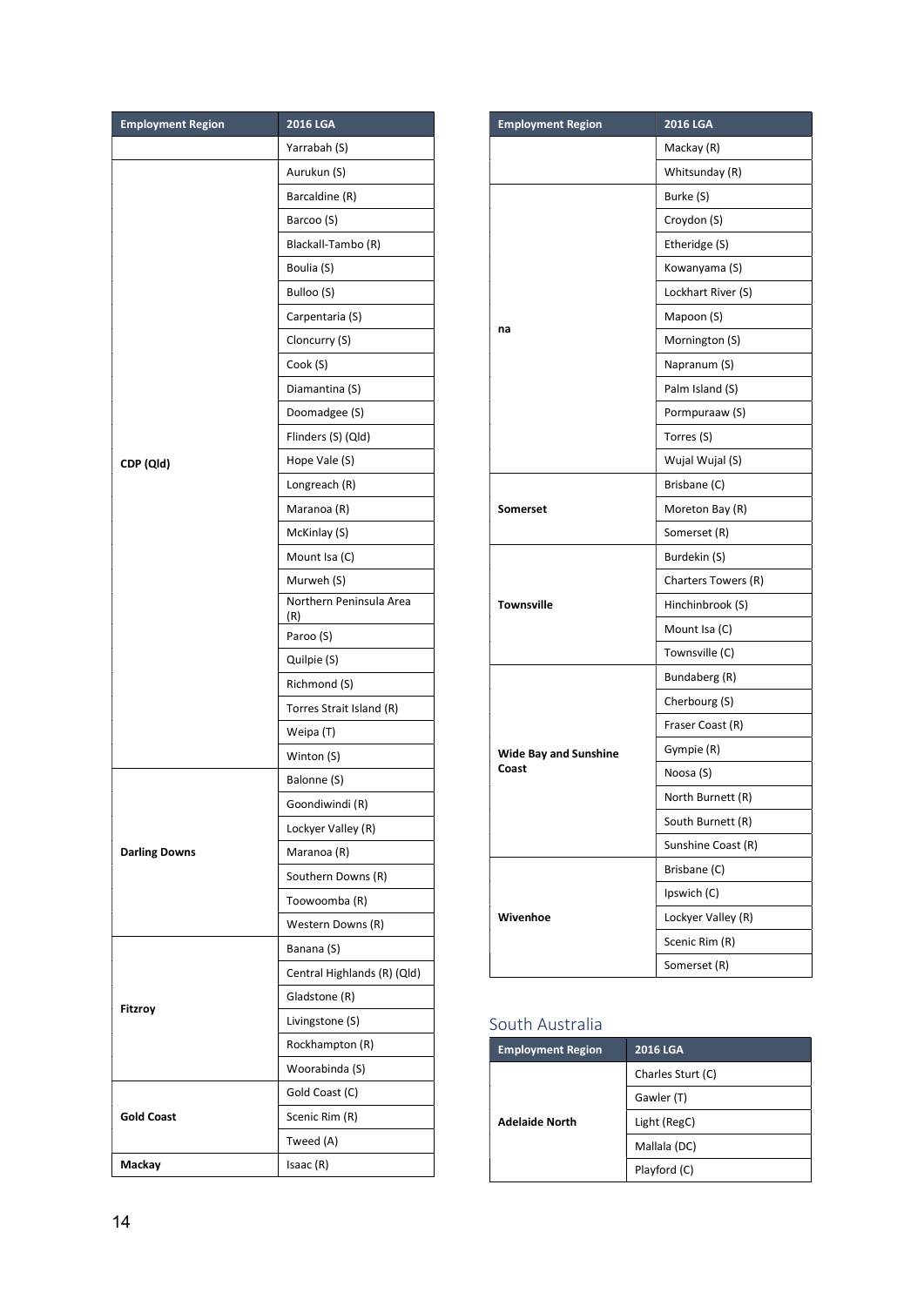| Employment Region | 2016 LGA |
| --- | --- |
| | Yarrabah (S) |
| CDP (Qld) | Aurukun (S) |
| | Barcaldine (R) |
| | Barcoo (S) |
| | Blackall-Tambo (R) |
| | Boulia (S) |
| | Bulloo (S) |
| | Carpentaria (S) |
| | Cloncurry (S) |
| | Cook (S) |
| | Diamantina (S) |
| | Doomadgee (S) |
| | Flinders (S) (Qld) |
| | Hope Vale (S) |
| | Longreach (R) |
| | Maranoa (R) |
| | McKinlay (S) |
| | Mount Isa (C) |
| | Murweh (S) |
| | Northern Peninsula Area (R) |
| | Paroo (S) |
| | Quilpie (S) |
| | Richmond (S) |
| | Torres Strait Island (R) |
| | Weipa (T) |
| | Winton (S) |
| Darling Downs | Balonne (S) |
| | Goondiwindi (R) |
| | Lockyer Valley (R) |
| | Maranoa (R) |
| | Southern Downs (R) |
| | Toowoomba (R) |
| | Western Downs (R) |
| Fitzroy | Banana (S) |
| | Central Highlands (R) (Qld) |
| | Gladstone (R) |
| | Livingstone (S) |
| | Rockhampton (R) |
| | Woorabinda (S) |
| Gold Coast | Gold Coast (C) |
| | Scenic Rim (R) |
| | Tweed (A) |
| Mackay | Isaac (R) |
| | Mackay (R) |
| | Whitsunday (R) |
| na | Burke (S) |
| | Croydon (S) |
| | Etheridge (S) |
| | Kowanyama (S) |
| | Lockhart River (S) |
| | Mapoon (S) |
| | Mornington (S) |
| | Napranum (S) |
| | Palm Island (S) |
| | Pormpuraaw (S) |
| | Torres (S) |
| | Wujal Wujal (S) |
| Somerset | Brisbane (C) |
| | Moreton Bay (R) |
| | Somerset (R) |
| Townsville | Burdekin (S) |
| | Charters Towers (R) |
| | Hinchinbrook (S) |
| | Mount Isa (C) |
| | Townsville (C) |
| Wide Bay and Sunshine Coast | Bundaberg (R) |
| | Cherbourg (S) |
| | Fraser Coast (R) |
| | Gympie (R) |
| | Noosa (S) |
| | North Burnett (R) |
| | South Burnett (R) |
| | Sunshine Coast (R) |
| Wivenhoe | Brisbane (C) |
| | Ipswich (C) |
| | Lockyer Valley (R) |
| | Scenic Rim (R) |
| | Somerset (R) |

## South Australia

| Employment Region | 2016 LGA |
| --- | --- |
| Adelaide North | Charles Sturt (C) |
| | Gawler (T) |
| | Light (RegC) |
| | Mallala (DC) |
| | Playford (C) |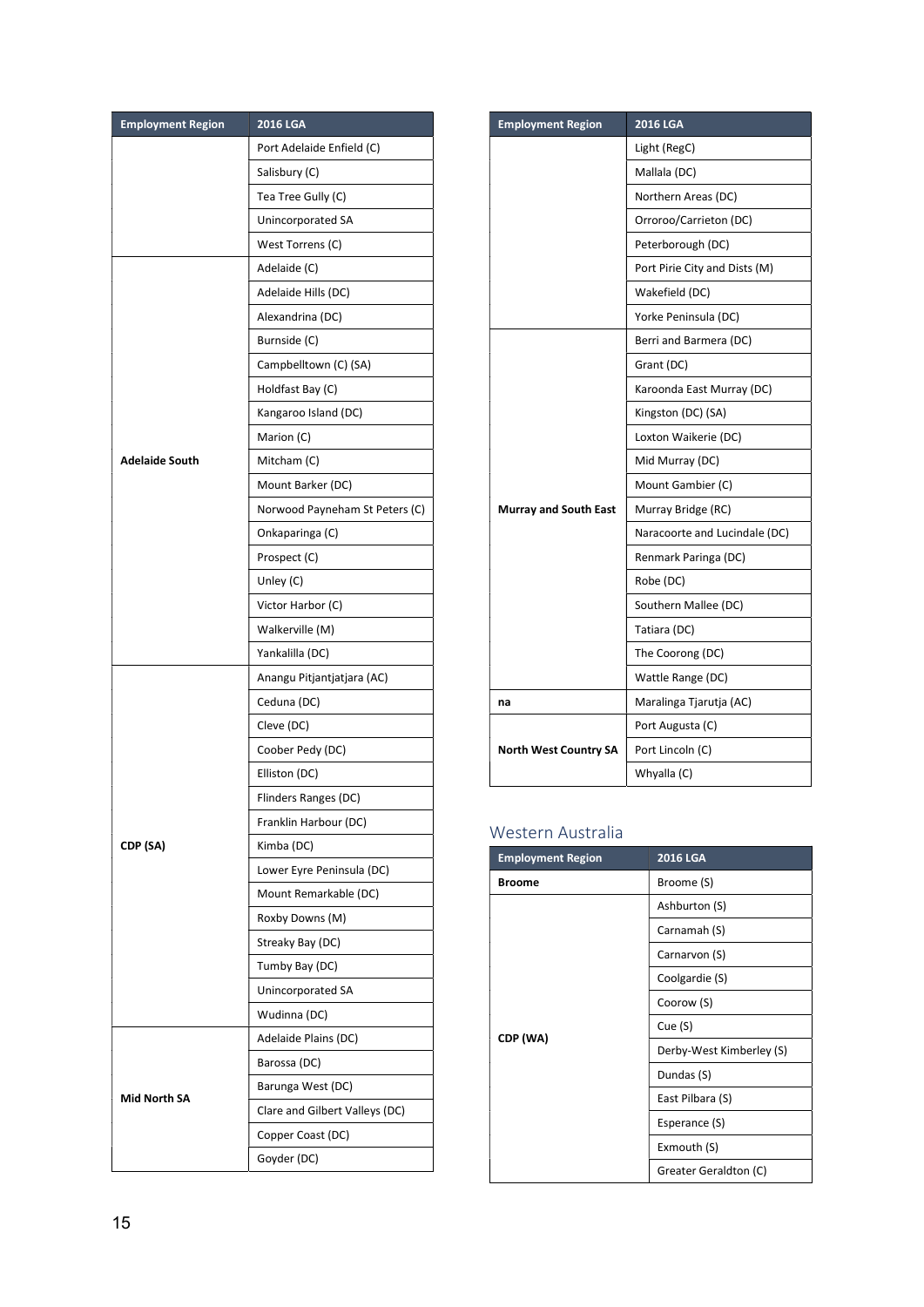| Employment Region | 2016 LGA |
|---|---|
| | Port Adelaide Enfield (C) |
| | Salisbury (C) |
| | Tea Tree Gully (C) |
| | Unincorporated SA |
| | West Torrens (C) |
| **Adelaide South** | Adelaide (C) |
| | Adelaide Hills (DC) |
| | Alexandrina (DC) |
| | Burnside (C) |
| | Campbelltown (C) (SA) |
| | Holdfast Bay (C) |
| | Kangaroo Island (DC) |
| | Marion (C) |
| | Mitcham (C) |
| | Mount Barker (DC) |
| | Norwood Payneham St Peters (C) |
| | Onkaparinga (C) |
| | Prospect (C) |
| | Unley (C) |
| | Victor Harbor (C) |
| | Walkerville (M) |
| | Yankalilla (DC) |
| **CDP (SA)** | Anangu Pitjantjatjara (AC) |
| | Ceduna (DC) |
| | Cleve (DC) |
| | Coober Pedy (DC) |
| | Elliston (DC) |
| | Flinders Ranges (DC) |
| | Franklin Harbour (DC) |
| | Kimba (DC) |
| | Lower Eyre Peninsula (DC) |
| | Mount Remarkable (DC) |
| | Roxby Downs (M) |
| | Streaky Bay (DC) |
| | Tumby Bay (DC) |
| | Unincorporated SA |
| | Wudinna (DC) |
| **Mid North SA** | Adelaide Plains (DC) |
| | Barossa (DC) |
| | Barunga West (DC) |
| | Clare and Gilbert Valleys (DC) |
| | Copper Coast (DC) |
| | Goyder (DC) |

| Employment Region | 2016 LGA |
|---|---|
| | Light (RegC) |
| | Mallala (DC) |
| | Northern Areas (DC) |
| | Orroroo/Carrieton (DC) |
| | Peterborough (DC) |
| | Port Pirie City and Dists (M) |
| | Wakefield (DC) |
| | Yorke Peninsula (DC) |
| **Murray and South East** | Berri and Barmera (DC) |
| | Grant (DC) |
| | Karoonda East Murray (DC) |
| | Kingston (DC) (SA) |
| | Loxton Waikerie (DC) |
| | Mid Murray (DC) |
| | Mount Gambier (C) |
| | Murray Bridge (RC) |
| | Naracoorte and Lucindale (DC) |
| | Renmark Paringa (DC) |
| | Robe (DC) |
| | Southern Mallee (DC) |
| | Tatiara (DC) |
| | The Coorong (DC) |
| | Wattle Range (DC) |
| **na** | Maralinga Tjarutja (AC) |
| **North West Country SA** | Port Augusta (C) |
| | Port Lincoln (C) |
| | Whyalla (C) |

## Western Australia

| Employment Region | 2016 LGA |
|---|---|
| **Broome** | Broome (S) |
| **CDP (WA)** | Ashburton (S) |
| | Carnamah (S) |
| | Carnarvon (S) |
| | Coolgardie (S) |
| | Coorow (S) |
| | Cue (S) |
| | Derby-West Kimberley (S) |
| | Dundas (S) |
| | East Pilbara (S) |
| | Esperance (S) |
| | Exmouth (S) |
| | Greater Geraldton (C) |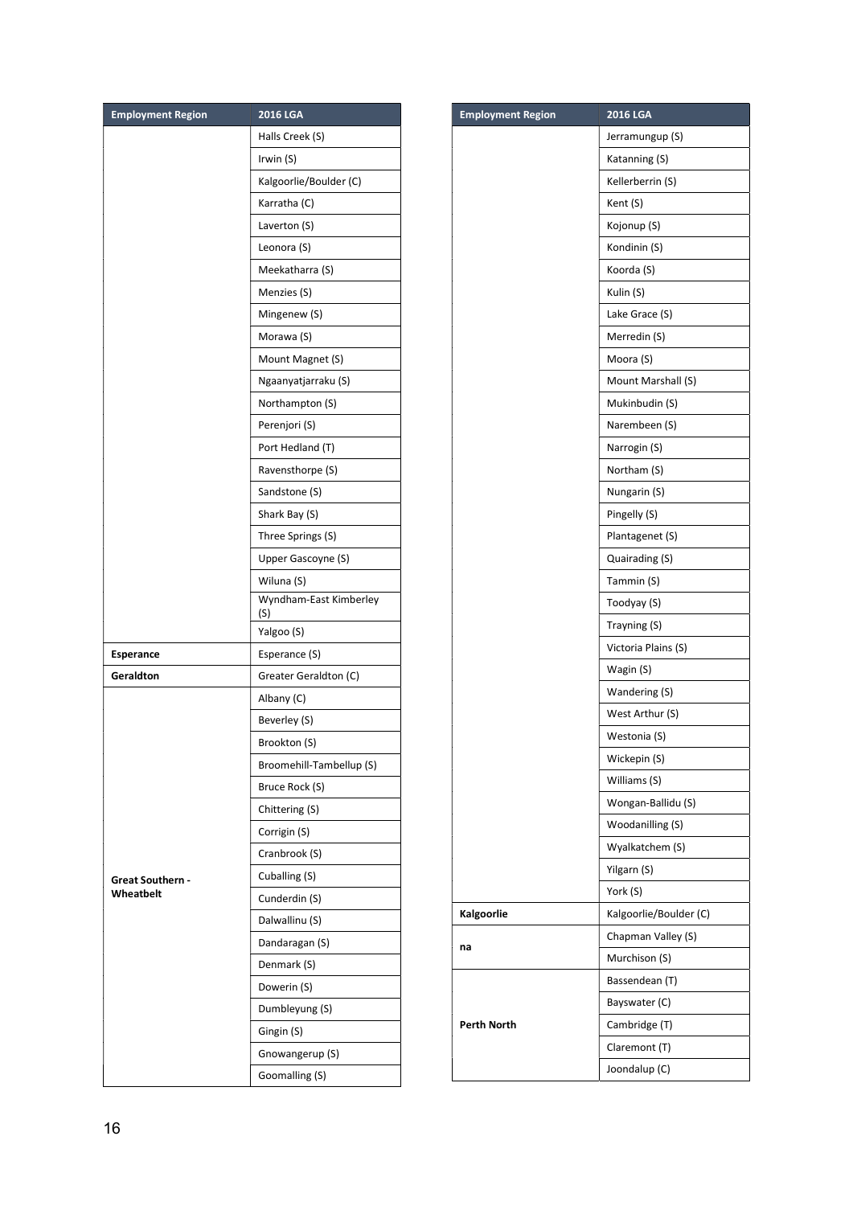| Employment Region | 2016 LGA |
|---|---|
| | Halls Creek (S) |
| | Irwin (S) |
| | Kalgoorlie/Boulder (C) |
| | Karratha (C) |
| | Laverton (S) |
| | Leonora (S) |
| | Meekatharra (S) |
| | Menzies (S) |
| | Mingenew (S) |
| | Morawa (S) |
| | Mount Magnet (S) |
| | Ngaanyatjarraku (S) |
| | Northampton (S) |
| | Perenjori (S) |
| | Port Hedland (T) |
| | Ravensthorpe (S) |
| | Sandstone (S) |
| | Shark Bay (S) |
| | Three Springs (S) |
| | Upper Gascoyne (S) |
| | Wiluna (S) |
| | Wyndham-East Kimberley (S) |
| | Yalgoo (S) |
| **Esperance** | Esperance (S) |
| **Geraldton** | Greater Geraldton (C) |
| **Great Southern - Wheatbelt** | Albany (C) |
| | Beverley (S) |
| | Brookton (S) |
| | Broomehill-Tambellup (S) |
| | Bruce Rock (S) |
| | Chittering (S) |
| | Corrigin (S) |
| | Cranbrook (S) |
| | Cuballing (S) |
| | Cunderdin (S) |
| | Dalwallinu (S) |
| | Dandaragan (S) |
| | Denmark (S) |
| | Dowerin (S) |
| | Dumbleyung (S) |
| | Gingin (S) |
| | Gnowangerup (S) |
| | Goomalling (S) |
| | Jerramungup (S) |
| | Katanning (S) |
| | Kellerberrin (S) |
| | Kent (S) |
| | Kojonup (S) |
| | Kondinin (S) |
| | Koorda (S) |
| | Kulin (S) |
| | Lake Grace (S) |
| | Merredin (S) |
| | Moora (S) |
| | Mount Marshall (S) |
| | Mukinbudin (S) |
| | Narembeen (S) |
| | Narrogin (S) |
| | Northam (S) |
| | Nungarin (S) |
| | Pingelly (S) |
| | Plantagenet (S) |
| | Quairading (S) |
| | Tammin (S) |
| | Toodyay (S) |
| | Trayning (S) |
| | Victoria Plains (S) |
| | Wagin (S) |
| | Wandering (S) |
| | West Arthur (S) |
| | Westonia (S) |
| | Wickepin (S) |
| | Williams (S) |
| | Wongan-Ballidu (S) |
| | Woodanilling (S) |
| | Wyalkatchem (S) |
| | Yilgarn (S) |
| | York (S) |
| **Kalgoorlie** | Kalgoorlie/Boulder (C) |
| **na** | Chapman Valley (S) |
| | Murchison (S) |
| **Perth North** | Bassendean (T) |
| | Bayswater (C) |
| | Cambridge (T) |
| | Claremont (T) |
| | Joondalup (C) |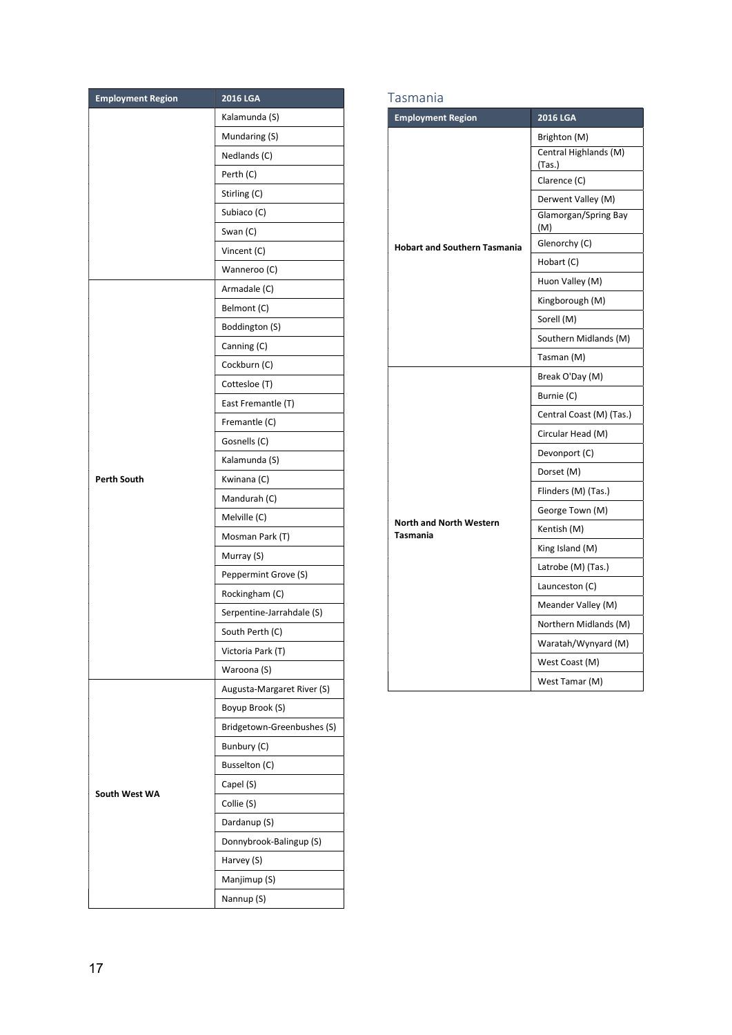| Employment Region | 2016 LGA |
|---|---|
| | Kalamunda (S) |
| | Mundaring (S) |
| | Nedlands (C) |
| | Perth (C) |
| | Stirling (C) |
| | Subiaco (C) |
| | Swan (C) |
| | Vincent (C) |
| | Wanneroo (C) |
| **Perth South** | Armadale (C) |
| | Belmont (C) |
| | Boddington (S) |
| | Canning (C) |
| | Cockburn (C) |
| | Cottesloe (T) |
| | East Fremantle (T) |
| | Fremantle (C) |
| | Gosnells (C) |
| | Kalamunda (S) |
| | Kwinana (C) |
| | Mandurah (C) |
| | Melville (C) |
| | Mosman Park (T) |
| | Murray (S) |
| | Peppermint Grove (S) |
| | Rockingham (C) |
| | Serpentine-Jarrahdale (S) |
| | South Perth (C) |
| | Victoria Park (T) |
| | Waroona (S) |
| **South West WA** | Augusta-Margaret River (S) |
| | Boyup Brook (S) |
| | Bridgetown-Greenbushes (S) |
| | Bunbury (C) |
| | Busselton (C) |
| | Capel (S) |
| | Collie (S) |
| | Dardanup (S) |
| | Donnybrook-Balingup (S) |
| | Harvey (S) |
| | Manjimup (S) |
| | Nannup (S) |

## Tasmania

| Employment Region | 2016 LGA |
|---|---|
| **Hobart and Southern Tasmania** | Brighton (M) |
| | Central Highlands (M) (Tas.) |
| | Clarence (C) |
| | Derwent Valley (M) |
| | Glamorgan/Spring Bay (M) |
| | Glenorchy (C) |
| | Hobart (C) |
| | Huon Valley (M) |
| | Kingborough (M) |
| | Sorell (M) |
| | Southern Midlands (M) |
| | Tasman (M) |
| **North and North Western Tasmania** | Break O'Day (M) |
| | Burnie (C) |
| | Central Coast (M) (Tas.) |
| | Circular Head (M) |
| | Devonport (C) |
| | Dorset (M) |
| | Flinders (M) (Tas.) |
| | George Town (M) |
| | Kentish (M) |
| | King Island (M) |
| | Latrobe (M) (Tas.) |
| | Launceston (C) |
| | Meander Valley (M) |
| | Northern Midlands (M) |
| | Waratah/Wynyard (M) |
| | West Coast (M) |
| | West Tamar (M) |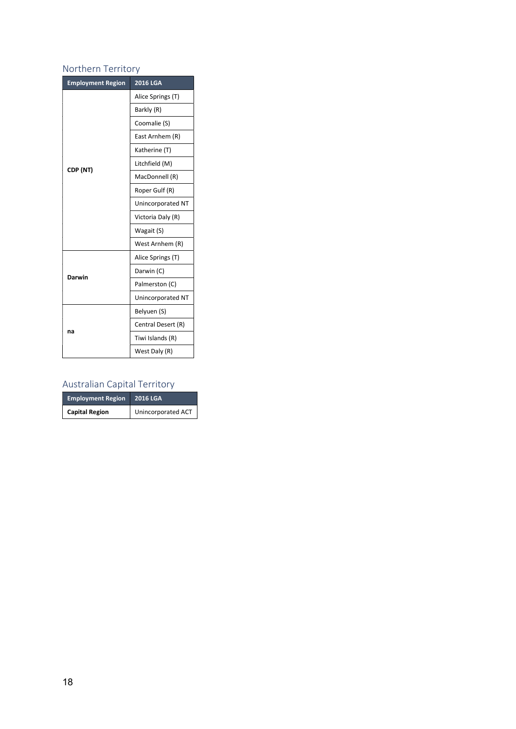## Northern Territory

| Employment Region | 2016 LGA |
|---|---|
| **CDP (NT)** | Alice Springs (T) |
| | Barkly (R) |
| | Coomalie (S) |
| | East Arnhem (R) |
| | Katherine (T) |
| | Litchfield (M) |
| | MacDonnell (R) |
| | Roper Gulf (R) |
| | Unincorporated NT |
| | Victoria Daly (R) |
| | Wagait (S) |
| | West Arnhem (R) |
| **Darwin** | Alice Springs (T) |
| | Darwin (C) |
| | Palmerston (C) |
| | Unincorporated NT |
| **na** | Belyuen (S) |
| | Central Desert (R) |
| | Tiwi Islands (R) |
| | West Daly (R) |

## Australian Capital Territory

| Employment Region | 2016 LGA |
|---|---|
| **Capital Region** | Unincorporated ACT |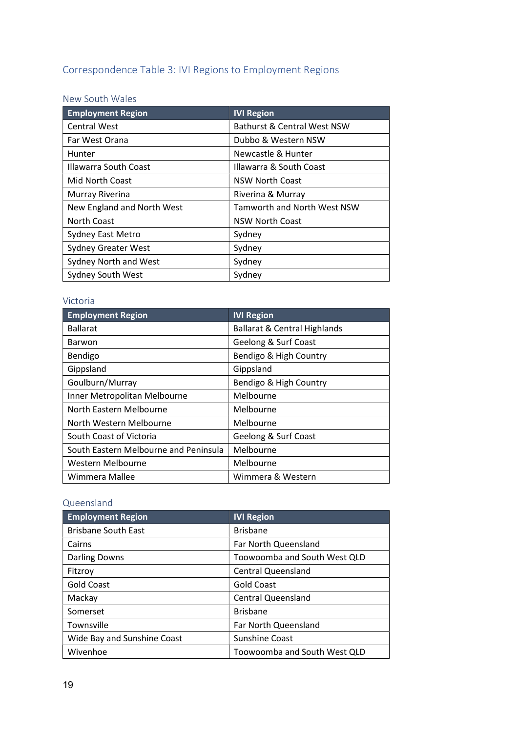## Correspondence Table 3: IVI Regions to Employment Regions

### New South Wales

| Employment Region | IVI Region |
| --- | --- |
| Central West | Bathurst & Central West NSW |
| Far West Orana | Dubbo & Western NSW |
| Hunter | Newcastle & Hunter |
| Illawarra South Coast | Illawarra & South Coast |
| Mid North Coast | NSW North Coast |
| Murray Riverina | Riverina & Murray |
| New England and North West | Tamworth and North West NSW |
| North Coast | NSW North Coast |
| Sydney East Metro | Sydney |
| Sydney Greater West | Sydney |
| Sydney North and West | Sydney |
| Sydney South West | Sydney |

### Victoria

| Employment Region | IVI Region |
| --- | --- |
| Ballarat | Ballarat & Central Highlands |
| Barwon | Geelong & Surf Coast |
| Bendigo | Bendigo & High Country |
| Gippsland | Gippsland |
| Goulburn/Murray | Bendigo & High Country |
| Inner Metropolitan Melbourne | Melbourne |
| North Eastern Melbourne | Melbourne |
| North Western Melbourne | Melbourne |
| South Coast of Victoria | Geelong & Surf Coast |
| South Eastern Melbourne and Peninsula | Melbourne |
| Western Melbourne | Melbourne |
| Wimmera Mallee | Wimmera & Western |

### Queensland

| Employment Region | IVI Region |
| --- | --- |
| Brisbane South East | Brisbane |
| Cairns | Far North Queensland |
| Darling Downs | Toowoomba and South West QLD |
| Fitzroy | Central Queensland |
| Gold Coast | Gold Coast |
| Mackay | Central Queensland |
| Somerset | Brisbane |
| Townsville | Far North Queensland |
| Wide Bay and Sunshine Coast | Sunshine Coast |
| Wivenhoe | Toowoomba and South West QLD |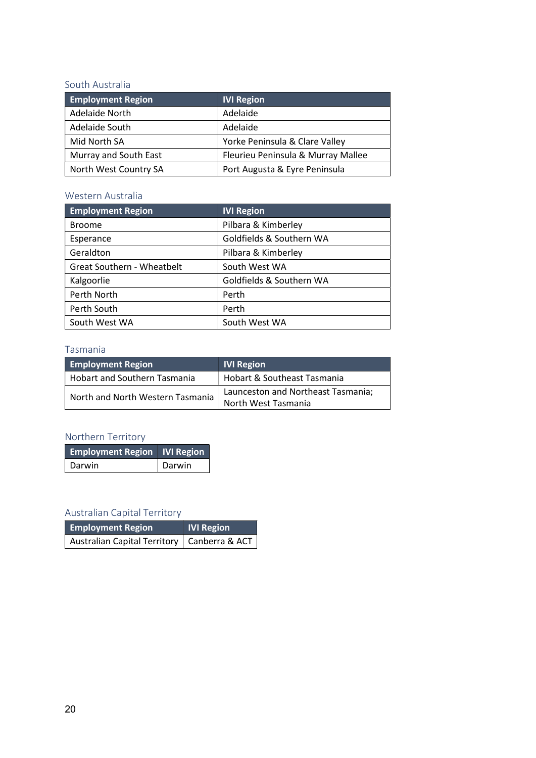### South Australia

| Employment Region | IVI Region |
|---|---|
| Adelaide North | Adelaide |
| Adelaide South | Adelaide |
| Mid North SA | Yorke Peninsula & Clare Valley |
| Murray and South East | Fleurieu Peninsula & Murray Mallee |
| North West Country SA | Port Augusta & Eyre Peninsula |

### Western Australia

| Employment Region | IVI Region |
|---|---|
| Broome | Pilbara & Kimberley |
| Esperance | Goldfields & Southern WA |
| Geraldton | Pilbara & Kimberley |
| Great Southern - Wheatbelt | South West WA |
| Kalgoorlie | Goldfields & Southern WA |
| Perth North | Perth |
| Perth South | Perth |
| South West WA | South West WA |

### Tasmania

| Employment Region | IVI Region |
|---|---|
| Hobart and Southern Tasmania | Hobart & Southeast Tasmania |
| North and North Western Tasmania | Launceston and Northeast Tasmania; North West Tasmania |

### Northern Territory

| Employment Region | IVI Region |
|---|---|
| Darwin | Darwin |

### Australian Capital Territory

| Employment Region | IVI Region |
|---|---|
| Australian Capital Territory | Canberra & ACT |